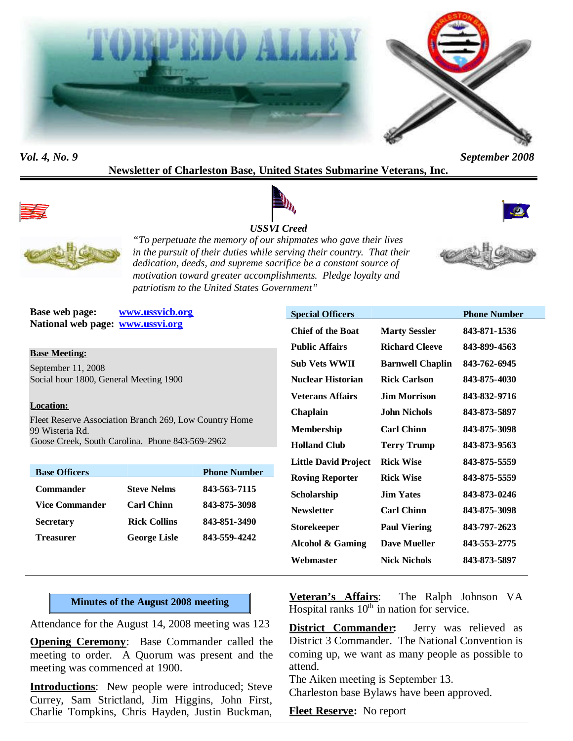# TORPEDO ALLEY

*Vol. 4, No. 9* *September 2008*

**Newsletter of Charleston Base, United States Submarine Veterans, Inc.**

***USSVI Creed***

*"To perpetuate the memory of our shipmates who gave their lives in the pursuit of their duties while serving their country. That their dedication, deeds, and supreme sacrifice be a constant source of motivation toward greater accomplishments. Pledge loyalty and patriotism to the United States Government"*

**Base web page:** www.ussvicb.org
**National web page:** www.ussvi.org

**Base Meeting:**
September 11, 2008
Social hour 1800, General Meeting 1900

**Location:**
Fleet Reserve Association Branch 269, Low Country Home
99 Wisteria Rd.
Goose Creek, South Carolina. Phone 843-569-2962

| Base Officers | | Phone Number |
|---|---|---|
| Commander | Steve Nelms | 843-563-7115 |
| Vice Commander | Carl Chinn | 843-875-3098 |
| Secretary | Rick Collins | 843-851-3490 |
| Treasurer | George Lisle | 843-559-4242 |

| Special Officers | | Phone Number |
|---|---|---|
| Chief of the Boat | Marty Sessler | 843-871-1536 |
| Public Affairs | Richard Cleeve | 843-899-4563 |
| Sub Vets WWII | Barnwell Chaplin | 843-762-6945 |
| Nuclear Historian | Rick Carlson | 843-875-4030 |
| Veterans Affairs | Jim Morrison | 843-832-9716 |
| Chaplain | John Nichols | 843-873-5897 |
| Membership | Carl Chinn | 843-875-3098 |
| Holland Club | Terry Trump | 843-873-9563 |
| Little David Project | Rick Wise | 843-875-5559 |
| Roving Reporter | Rick Wise | 843-875-5559 |
| Scholarship | Jim Yates | 843-873-0246 |
| Newsletter | Carl Chinn | 843-875-3098 |
| Storekeeper | Paul Viering | 843-797-2623 |
| Alcohol & Gaming | Dave Mueller | 843-553-2775 |
| Webmaster | Nick Nichols | 843-873-5897 |

## Minutes of the August 2008 meeting

Attendance for the August 14, 2008 meeting was 123

**Opening Ceremony**: Base Commander called the meeting to order. A Quorum was present and the meeting was commenced at 1900.

**Introductions**: New people were introduced; Steve Currey, Sam Strictland, Jim Higgins, John First, Charlie Tompkins, Chris Hayden, Justin Buckman,

**Veteran's Affairs**: The Ralph Johnson VA Hospital ranks 10th in nation for service.

**District Commander:** Jerry was relieved as District 3 Commander. The National Convention is coming up, we want as many people as possible to attend.
The Aiken meeting is September 13.
Charleston base Bylaws have been approved.

**Fleet Reserve:** No report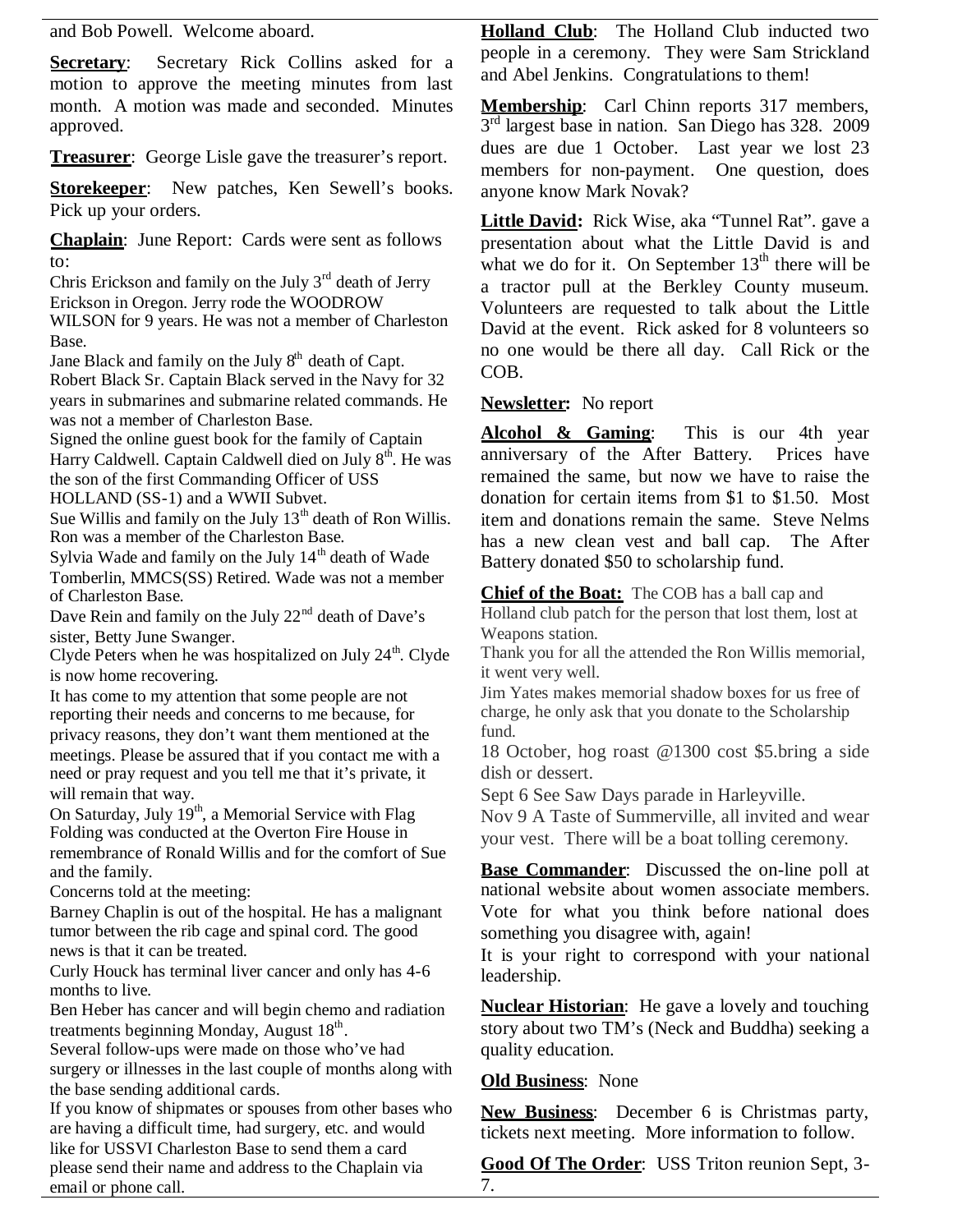and Bob Powell. Welcome aboard.

**Secretary**: Secretary Rick Collins asked for a motion to approve the meeting minutes from last month. A motion was made and seconded. Minutes approved.

**Treasurer**: George Lisle gave the treasurer's report.

**Storekeeper**: New patches, Ken Sewell's books. Pick up your orders.

**Chaplain**: June Report: Cards were sent as follows to:

Chris Erickson and family on the July 3rd death of Jerry Erickson in Oregon. Jerry rode the WOODROW WILSON for 9 years. He was not a member of Charleston Base.

Jane Black and family on the July 8th death of Capt. Robert Black Sr. Captain Black served in the Navy for 32 years in submarines and submarine related commands. He was not a member of Charleston Base.

Signed the online guest book for the family of Captain Harry Caldwell. Captain Caldwell died on July 8th. He was the son of the first Commanding Officer of USS HOLLAND (SS-1) and a WWII Subvet.

Sue Willis and family on the July 13th death of Ron Willis. Ron was a member of the Charleston Base.

Sylvia Wade and family on the July 14th death of Wade Tomberlin, MMCS(SS) Retired. Wade was not a member of Charleston Base.

Dave Rein and family on the July 22nd death of Dave's sister, Betty June Swanger.

Clyde Peters when he was hospitalized on July 24th. Clyde is now home recovering.

It has come to my attention that some people are not reporting their needs and concerns to me because, for privacy reasons, they don't want them mentioned at the meetings. Please be assured that if you contact me with a need or pray request and you tell me that it's private, it will remain that way.

On Saturday, July 19th, a Memorial Service with Flag Folding was conducted at the Overton Fire House in remembrance of Ronald Willis and for the comfort of Sue and the family.

Concerns told at the meeting:

Barney Chaplin is out of the hospital. He has a malignant tumor between the rib cage and spinal cord. The good news is that it can be treated.

Curly Houck has terminal liver cancer and only has 4-6 months to live.

Ben Heber has cancer and will begin chemo and radiation treatments beginning Monday, August 18th.

Several follow-ups were made on those who've had surgery or illnesses in the last couple of months along with the base sending additional cards.

If you know of shipmates or spouses from other bases who are having a difficult time, had surgery, etc. and would like for USSVI Charleston Base to send them a card please send their name and address to the Chaplain via email or phone call.

**Holland Club**: The Holland Club inducted two people in a ceremony. They were Sam Strickland and Abel Jenkins. Congratulations to them!

**Membership**: Carl Chinn reports 317 members, 3rd largest base in nation. San Diego has 328. 2009 dues are due 1 October. Last year we lost 23 members for non-payment. One question, does anyone know Mark Novak?

**Little David:** Rick Wise, aka "Tunnel Rat". gave a presentation about what the Little David is and what we do for it. On September 13th there will be a tractor pull at the Berkley County museum. Volunteers are requested to talk about the Little David at the event. Rick asked for 8 volunteers so no one would be there all day. Call Rick or the COB.

**Newsletter:** No report

**Alcohol & Gaming**: This is our 4th year anniversary of the After Battery. Prices have remained the same, but now we have to raise the donation for certain items from $1 to $1.50. Most item and donations remain the same. Steve Nelms has a new clean vest and ball cap. The After Battery donated $50 to scholarship fund.

**Chief of the Boat:** The COB has a ball cap and Holland club patch for the person that lost them, lost at Weapons station.

Thank you for all the attended the Ron Willis memorial, it went very well.

Jim Yates makes memorial shadow boxes for us free of charge, he only ask that you donate to the Scholarship fund.

18 October, hog roast @1300 cost $5.bring a side dish or dessert.

Sept 6 See Saw Days parade in Harleyville.

Nov 9 A Taste of Summerville, all invited and wear your vest. There will be a boat tolling ceremony.

**Base Commander**: Discussed the on-line poll at national website about women associate members. Vote for what you think before national does something you disagree with, again!

It is your right to correspond with your national leadership.

**Nuclear Historian**: He gave a lovely and touching story about two TM's (Neck and Buddha) seeking a quality education.

**Old Business**: None

**New Business**: December 6 is Christmas party, tickets next meeting. More information to follow.

**Good Of The Order**: USS Triton reunion Sept, 3-7.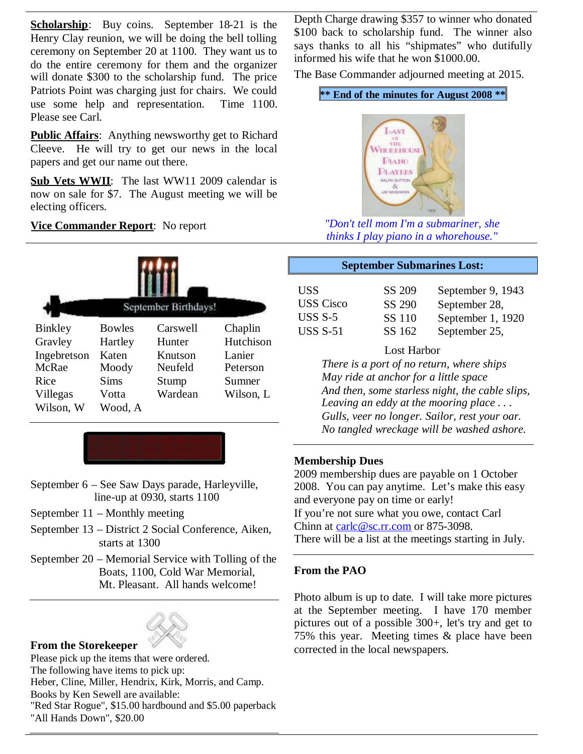**Scholarship**: Buy coins. September 18-21 is the Henry Clay reunion, we will be doing the bell tolling ceremony on September 20 at 1100. They want us to do the entire ceremony for them and the organizer will donate $300 to the scholarship fund. The price Patriots Point was charging just for chairs. We could use some help and representation. Time 1100. Please see Carl.

**Public Affairs**: Anything newsworthy get to Richard Cleeve. He will try to get our news in the local papers and get our name out there.

**Sub Vets WWII**: The last WW11 2009 calendar is now on sale for $7. The August meeting we will be electing officers.

**Vice Commander Report**: No report

Depth Charge drawing $357 to winner who donated $100 back to scholarship fund. The winner also says thanks to all his "shipmates" who dutifully informed his wife that he won $1000.00.

The Base Commander adjourned meeting at 2015.

**\*\* End of the minutes for August 2008 \*\***

*"Don't tell mom I'm a submariner, she thinks I play piano in a whorehouse."*

September Birthdays!

| | | | |
|---|---|---|---|
| Binkley | Bowles | Carswell | Chaplin |
| Gravley | Hartley | Hunter | Hutchison |
| Ingebretson | Katen | Knutson | Lanier |
| McRae | Moody | Neufeld | Peterson |
| Rice | Sims | Stump | Sumner |
| Villegas | Votta | Wardean | Wilson, L |
| Wilson, W | Wood, A | | |

September 6 – See Saw Days parade, Harleyville, line-up at 0930, starts 1100

September 11 – Monthly meeting

September 13 – District 2 Social Conference, Aiken, starts at 1300

September 20 – Memorial Service with Tolling of the Boats, 1100, Cold War Memorial, Mt. Pleasant. All hands welcome!

**From the Storekeeper**

Please pick up the items that were ordered.
The following have items to pick up:
Heber, Cline, Miller, Hendrix, Kirk, Morris, and Camp.
Books by Ken Sewell are available:
"Red Star Rogue", $15.00 hardbound and $5.00 paperback
"All Hands Down", $20.00

**September Submarines Lost:**

| | | |
|---|---|---|
| USS | SS 209 | September 9, 1943 |
| USS Cisco | SS 290 | September 28, |
| USS S-5 | SS 110 | September 1, 1920 |
| USS S-51 | SS 162 | September 25, |

Lost Harbor

*There is a port of no return, where ships*
*May ride at anchor for a little space*
*And then, some starless night, the cable slips,*
*Leaving an eddy at the mooring place . . .*
*Gulls, veer no longer. Sailor, rest your oar.*
*No tangled wreckage will be washed ashore.*

**Membership Dues**

2009 membership dues are payable on 1 October 2008. You can pay anytime. Let's make this easy and everyone pay on time or early!
If you're not sure what you owe, contact Carl Chinn at carlc@sc.rr.com or 875-3098.
There will be a list at the meetings starting in July.

**From the PAO**

Photo album is up to date. I will take more pictures at the September meeting. I have 170 member pictures out of a possible 300+, let's try and get to 75% this year. Meeting times & place have been corrected in the local newspapers.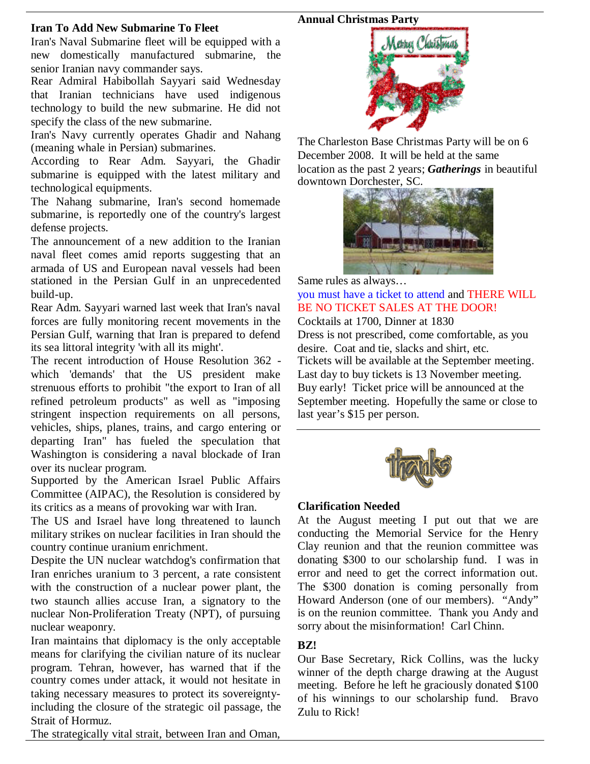### Iran To Add New Submarine To Fleet

Iran's Naval Submarine fleet will be equipped with a new domestically manufactured submarine, the senior Iranian navy commander says.

Rear Admiral Habibollah Sayyari said Wednesday that Iranian technicians have used indigenous technology to build the new submarine. He did not specify the class of the new submarine.

Iran's Navy currently operates Ghadir and Nahang (meaning whale in Persian) submarines.

According to Rear Adm. Sayyari, the Ghadir submarine is equipped with the latest military and technological equipments.

The Nahang submarine, Iran's second homemade submarine, is reportedly one of the country's largest defense projects.

The announcement of a new addition to the Iranian naval fleet comes amid reports suggesting that an armada of US and European naval vessels had been stationed in the Persian Gulf in an unprecedented build-up.

Rear Adm. Sayyari warned last week that Iran's naval forces are fully monitoring recent movements in the Persian Gulf, warning that Iran is prepared to defend its sea littoral integrity 'with all its might'.

The recent introduction of House Resolution 362 - which 'demands' that the US president make strenuous efforts to prohibit "the export to Iran of all refined petroleum products" as well as "imposing stringent inspection requirements on all persons, vehicles, ships, planes, trains, and cargo entering or departing Iran" has fueled the speculation that Washington is considering a naval blockade of Iran over its nuclear program.

Supported by the American Israel Public Affairs Committee (AIPAC), the Resolution is considered by its critics as a means of provoking war with Iran.

The US and Israel have long threatened to launch military strikes on nuclear facilities in Iran should the country continue uranium enrichment.

Despite the UN nuclear watchdog's confirmation that Iran enriches uranium to 3 percent, a rate consistent with the construction of a nuclear power plant, the two staunch allies accuse Iran, a signatory to the nuclear Non-Proliferation Treaty (NPT), of pursuing nuclear weaponry.

Iran maintains that diplomacy is the only acceptable means for clarifying the civilian nature of its nuclear program. Tehran, however, has warned that if the country comes under attack, it would not hesitate in taking necessary measures to protect its sovereignty-including the closure of the strategic oil passage, the Strait of Hormuz.

The strategically vital strait, between Iran and Oman,

### Annual Christmas Party

The Charleston Base Christmas Party will be on 6 December 2008. It will be held at the same location as the past 2 years; ***Gatherings*** in beautiful downtown Dorchester, SC.

Same rules as always…

you must have a ticket to attend and THERE WILL BE NO TICKET SALES AT THE DOOR!

Cocktails at 1700, Dinner at 1830

Dress is not prescribed, come comfortable, as you desire. Coat and tie, slacks and shirt, etc.

Tickets will be available at the September meeting. Last day to buy tickets is 13 November meeting. Buy early! Ticket price will be announced at the September meeting. Hopefully the same or close to last year's $15 per person.

### Clarification Needed

At the August meeting I put out that we are conducting the Memorial Service for the Henry Clay reunion and that the reunion committee was donating $300 to our scholarship fund. I was in error and need to get the correct information out. The $300 donation is coming personally from Howard Anderson (one of our members). "Andy" is on the reunion committee. Thank you Andy and sorry about the misinformation! Carl Chinn.

### BZ!

Our Base Secretary, Rick Collins, was the lucky winner of the depth charge drawing at the August meeting. Before he left he graciously donated $100 of his winnings to our scholarship fund. Bravo Zulu to Rick!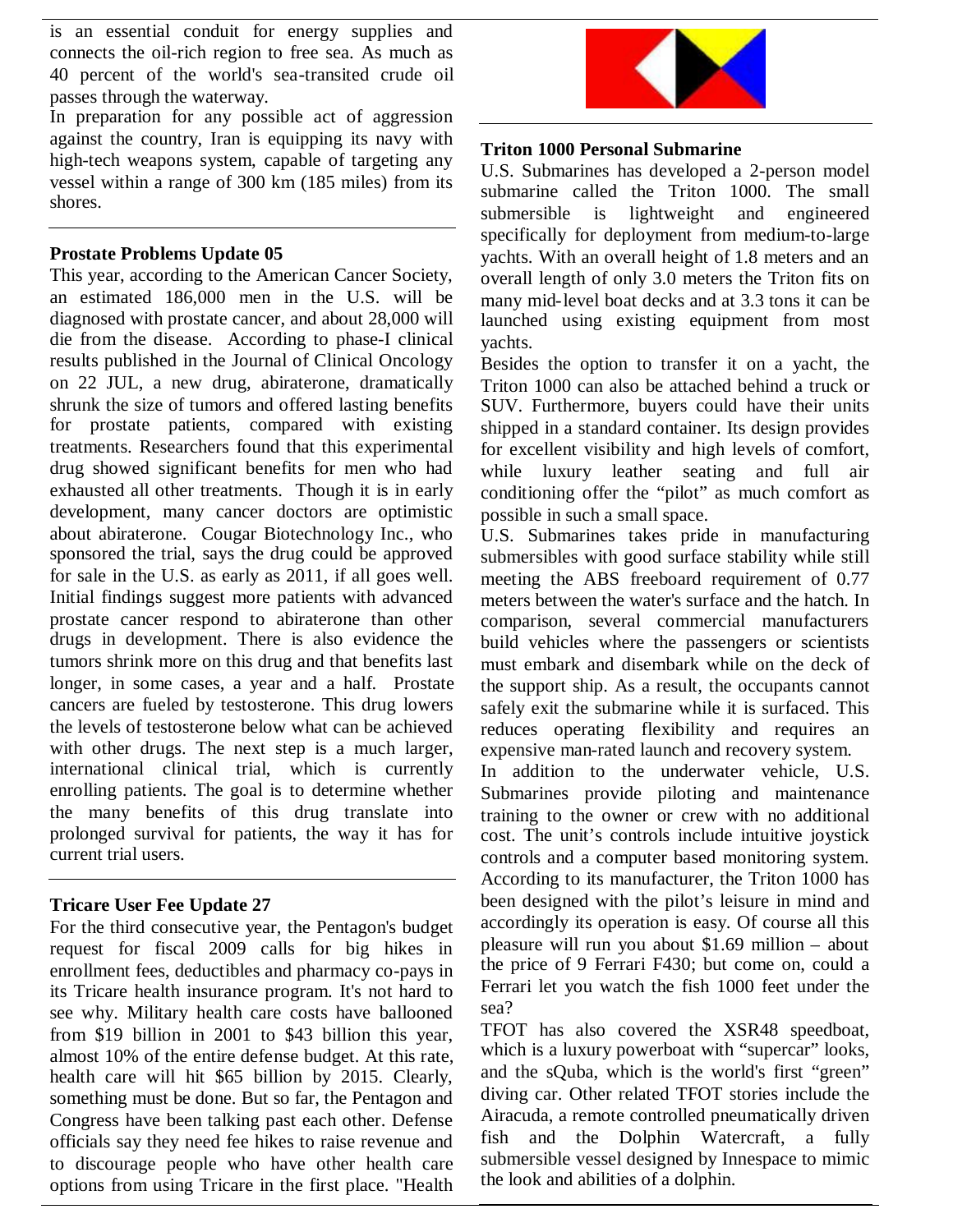is an essential conduit for energy supplies and connects the oil-rich region to free sea. As much as 40 percent of the world's sea-transited crude oil passes through the waterway.

In preparation for any possible act of aggression against the country, Iran is equipping its navy with high-tech weapons system, capable of targeting any vessel within a range of 300 km (185 miles) from its shores.

---

### Prostate Problems Update 05

This year, according to the American Cancer Society, an estimated 186,000 men in the U.S. will be diagnosed with prostate cancer, and about 28,000 will die from the disease. According to phase-I clinical results published in the Journal of Clinical Oncology on 22 JUL, a new drug, abiraterone, dramatically shrunk the size of tumors and offered lasting benefits for prostate patients, compared with existing treatments. Researchers found that this experimental drug showed significant benefits for men who had exhausted all other treatments. Though it is in early development, many cancer doctors are optimistic about abiraterone. Cougar Biotechnology Inc., who sponsored the trial, says the drug could be approved for sale in the U.S. as early as 2011, if all goes well. Initial findings suggest more patients with advanced prostate cancer respond to abiraterone than other drugs in development. There is also evidence the tumors shrink more on this drug and that benefits last longer, in some cases, a year and a half. Prostate cancers are fueled by testosterone. This drug lowers the levels of testosterone below what can be achieved with other drugs. The next step is a much larger, international clinical trial, which is currently enrolling patients. The goal is to determine whether the many benefits of this drug translate into prolonged survival for patients, the way it has for current trial users.

---

### Tricare User Fee Update 27

For the third consecutive year, the Pentagon's budget request for fiscal 2009 calls for big hikes in enrollment fees, deductibles and pharmacy co-pays in its Tricare health insurance program. It's not hard to see why. Military health care costs have ballooned from $19 billion in 2001 to $43 billion this year, almost 10% of the entire defense budget. At this rate, health care will hit $65 billion by 2015. Clearly, something must be done. But so far, the Pentagon and Congress have been talking past each other. Defense officials say they need fee hikes to raise revenue and to discourage people who have other health care options from using Tricare in the first place. "Health

---

### Triton 1000 Personal Submarine

U.S. Submarines has developed a 2-person model submarine called the Triton 1000. The small submersible is lightweight and engineered specifically for deployment from medium-to-large yachts. With an overall height of 1.8 meters and an overall length of only 3.0 meters the Triton fits on many mid-level boat decks and at 3.3 tons it can be launched using existing equipment from most yachts.

Besides the option to transfer it on a yacht, the Triton 1000 can also be attached behind a truck or SUV. Furthermore, buyers could have their units shipped in a standard container. Its design provides for excellent visibility and high levels of comfort, while luxury leather seating and full air conditioning offer the "pilot" as much comfort as possible in such a small space.

U.S. Submarines takes pride in manufacturing submersibles with good surface stability while still meeting the ABS freeboard requirement of 0.77 meters between the water's surface and the hatch. In comparison, several commercial manufacturers build vehicles where the passengers or scientists must embark and disembark while on the deck of the support ship. As a result, the occupants cannot safely exit the submarine while it is surfaced. This reduces operating flexibility and requires an expensive man-rated launch and recovery system.

In addition to the underwater vehicle, U.S. Submarines provide piloting and maintenance training to the owner or crew with no additional cost. The unit's controls include intuitive joystick controls and a computer based monitoring system. According to its manufacturer, the Triton 1000 has been designed with the pilot's leisure in mind and accordingly its operation is easy. Of course all this pleasure will run you about $1.69 million – about the price of 9 Ferrari F430; but come on, could a Ferrari let you watch the fish 1000 feet under the sea?

TFOT has also covered the XSR48 speedboat, which is a luxury powerboat with "supercar" looks, and the sQuba, which is the world's first "green" diving car. Other related TFOT stories include the Airacuda, a remote controlled pneumatically driven fish and the Dolphin Watercraft, a fully submersible vessel designed by Innespace to mimic the look and abilities of a dolphin.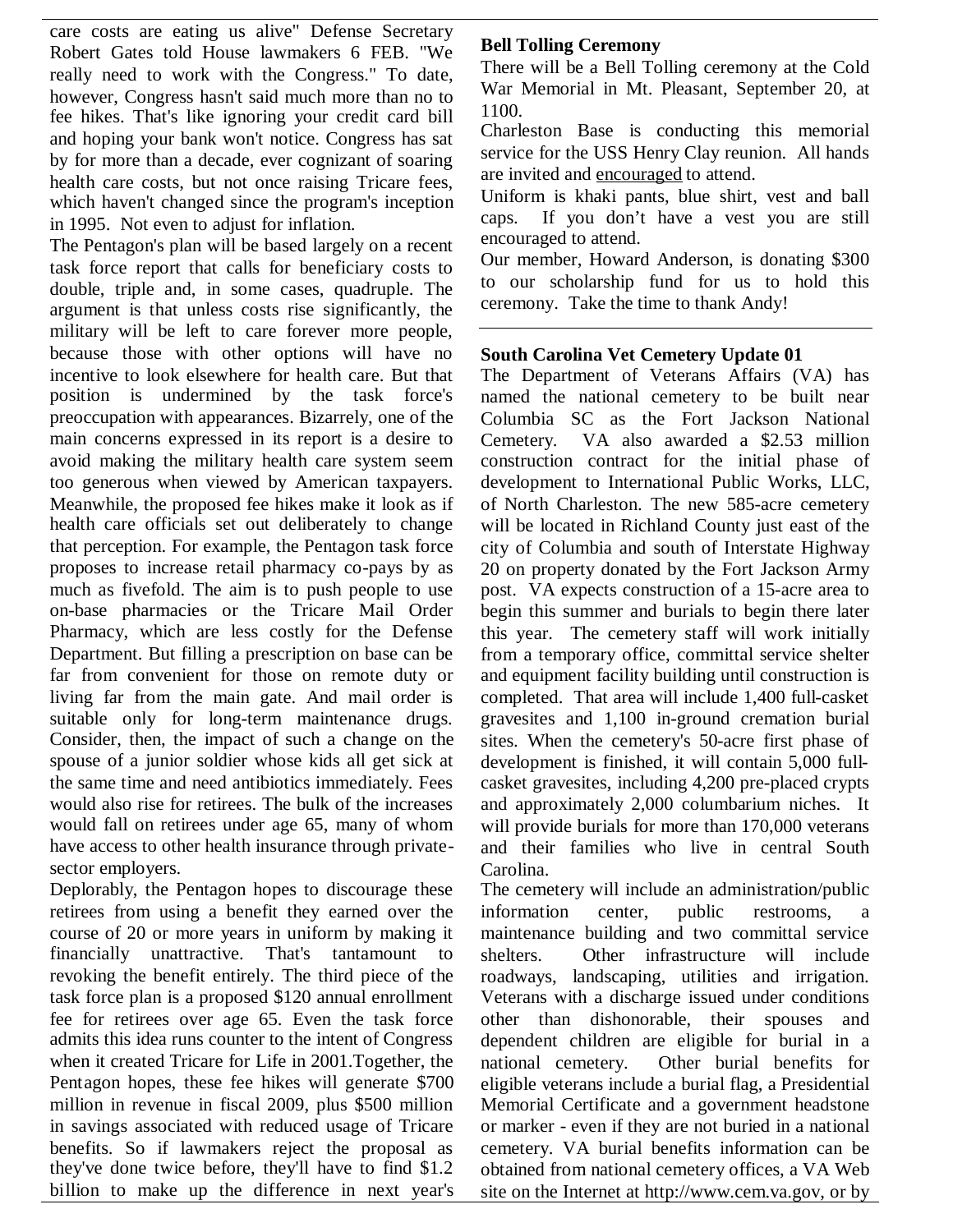care costs are eating us alive" Defense Secretary Robert Gates told House lawmakers 6 FEB. "We really need to work with the Congress." To date, however, Congress hasn't said much more than no to fee hikes. That's like ignoring your credit card bill and hoping your bank won't notice. Congress has sat by for more than a decade, ever cognizant of soaring health care costs, but not once raising Tricare fees, which haven't changed since the program's inception in 1995. Not even to adjust for inflation.

The Pentagon's plan will be based largely on a recent task force report that calls for beneficiary costs to double, triple and, in some cases, quadruple. The argument is that unless costs rise significantly, the military will be left to care forever more people, because those with other options will have no incentive to look elsewhere for health care. But that position is undermined by the task force's preoccupation with appearances. Bizarrely, one of the main concerns expressed in its report is a desire to avoid making the military health care system seem too generous when viewed by American taxpayers. Meanwhile, the proposed fee hikes make it look as if health care officials set out deliberately to change that perception. For example, the Pentagon task force proposes to increase retail pharmacy co-pays by as much as fivefold. The aim is to push people to use on-base pharmacies or the Tricare Mail Order Pharmacy, which are less costly for the Defense Department. But filling a prescription on base can be far from convenient for those on remote duty or living far from the main gate. And mail order is suitable only for long-term maintenance drugs. Consider, then, the impact of such a change on the spouse of a junior soldier whose kids all get sick at the same time and need antibiotics immediately. Fees would also rise for retirees. The bulk of the increases would fall on retirees under age 65, many of whom have access to other health insurance through private-sector employers.

Deplorably, the Pentagon hopes to discourage these retirees from using a benefit they earned over the course of 20 or more years in uniform by making it financially unattractive. That's tantamount to revoking the benefit entirely. The third piece of the task force plan is a proposed $120 annual enrollment fee for retirees over age 65. Even the task force admits this idea runs counter to the intent of Congress when it created Tricare for Life in 2001.Together, the Pentagon hopes, these fee hikes will generate $700 million in revenue in fiscal 2009, plus $500 million in savings associated with reduced usage of Tricare benefits. So if lawmakers reject the proposal as they've done twice before, they'll have to find $1.2 billion to make up the difference in next year's

**Bell Tolling Ceremony**

There will be a Bell Tolling ceremony at the Cold War Memorial in Mt. Pleasant, September 20, at 1100.

Charleston Base is conducting this memorial service for the USS Henry Clay reunion. All hands are invited and encouraged to attend.

Uniform is khaki pants, blue shirt, vest and ball caps. If you don't have a vest you are still encouraged to attend.

Our member, Howard Anderson, is donating $300 to our scholarship fund for us to hold this ceremony. Take the time to thank Andy!

**South Carolina Vet Cemetery Update 01**

The Department of Veterans Affairs (VA) has named the national cemetery to be built near Columbia SC as the Fort Jackson National Cemetery. VA also awarded a $2.53 million construction contract for the initial phase of development to International Public Works, LLC, of North Charleston. The new 585-acre cemetery will be located in Richland County just east of the city of Columbia and south of Interstate Highway 20 on property donated by the Fort Jackson Army post. VA expects construction of a 15-acre area to begin this summer and burials to begin there later this year. The cemetery staff will work initially from a temporary office, committal service shelter and equipment facility building until construction is completed. That area will include 1,400 full-casket gravesites and 1,100 in-ground cremation burial sites. When the cemetery's 50-acre first phase of development is finished, it will contain 5,000 full-casket gravesites, including 4,200 pre-placed crypts and approximately 2,000 columbarium niches. It will provide burials for more than 170,000 veterans and their families who live in central South Carolina.

The cemetery will include an administration/public information center, public restrooms, a maintenance building and two committal service shelters. Other infrastructure will include roadways, landscaping, utilities and irrigation. Veterans with a discharge issued under conditions other than dishonorable, their spouses and dependent children are eligible for burial in a national cemetery. Other burial benefits for eligible veterans include a burial flag, a Presidential Memorial Certificate and a government headstone or marker - even if they are not buried in a national cemetery. VA burial benefits information can be obtained from national cemetery offices, a VA Web site on the Internet at http://www.cem.va.gov, or by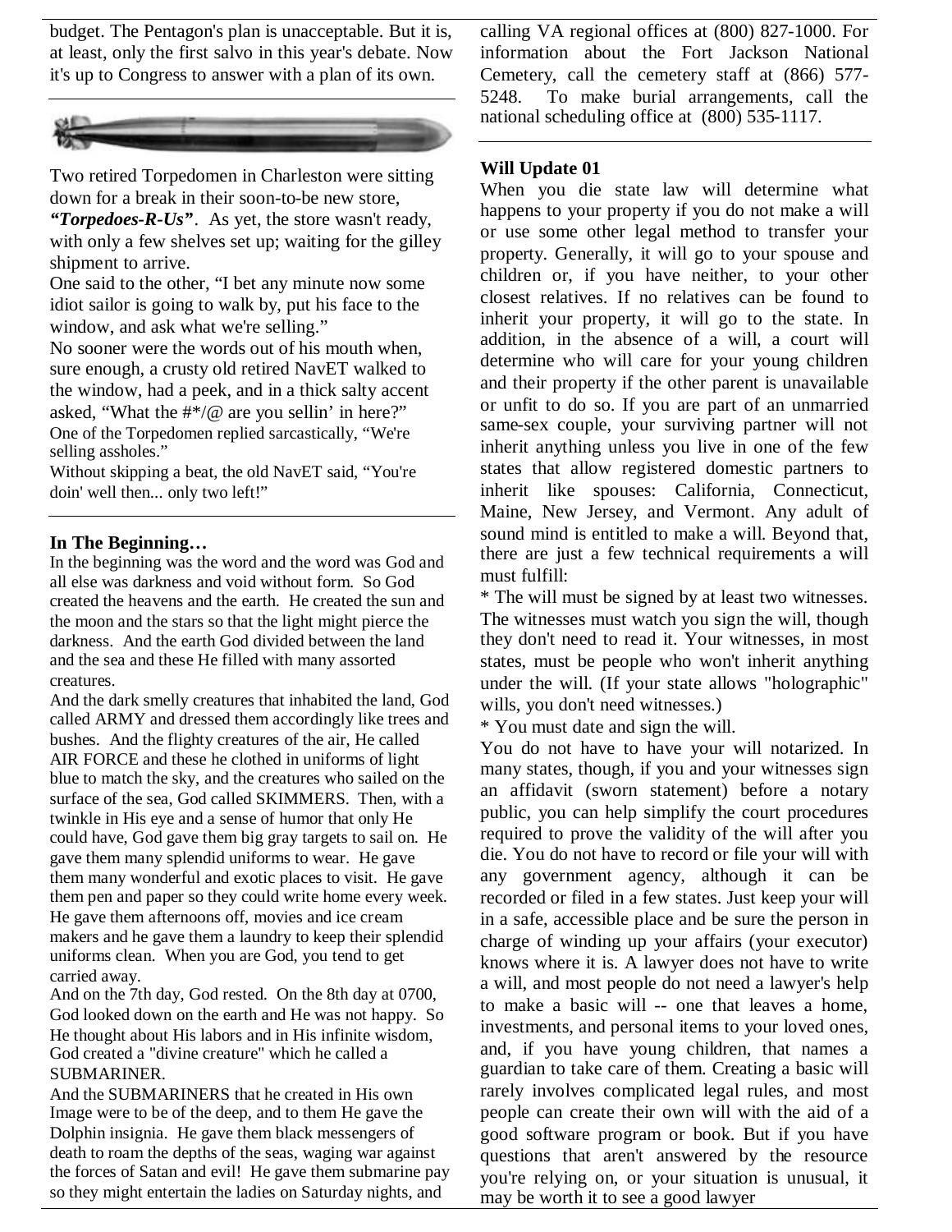budget. The Pentagon's plan is unacceptable. But it is, at least, only the first salvo in this year's debate. Now it's up to Congress to answer with a plan of its own.

---

Two retired Torpedomen in Charleston were sitting down for a break in their soon-to-be new store, ***"Torpedoes-R-Us"***. As yet, the store wasn't ready, with only a few shelves set up; waiting for the gilley shipment to arrive.

One said to the other, "I bet any minute now some idiot sailor is going to walk by, put his face to the window, and ask what we're selling."

No sooner were the words out of his mouth when, sure enough, a crusty old retired NavET walked to the window, had a peek, and in a thick salty accent asked, "What the #*/@ are you sellin' in here?"

One of the Torpedomen replied sarcastically, "We're selling assholes."

Without skipping a beat, the old NavET said, "You're doin' well then... only two left!"

---

**In The Beginning…**

In the beginning was the word and the word was God and all else was darkness and void without form. So God created the heavens and the earth. He created the sun and the moon and the stars so that the light might pierce the darkness. And the earth God divided between the land and the sea and these He filled with many assorted creatures.

And the dark smelly creatures that inhabited the land, God called ARMY and dressed them accordingly like trees and bushes. And the flighty creatures of the air, He called AIR FORCE and these he clothed in uniforms of light blue to match the sky, and the creatures who sailed on the surface of the sea, God called SKIMMERS. Then, with a twinkle in His eye and a sense of humor that only He could have, God gave them big gray targets to sail on. He gave them many splendid uniforms to wear. He gave them many wonderful and exotic places to visit. He gave them pen and paper so they could write home every week. He gave them afternoons off, movies and ice cream makers and he gave them a laundry to keep their splendid uniforms clean. When you are God, you tend to get carried away.

And on the 7th day, God rested. On the 8th day at 0700, God looked down on the earth and He was not happy. So He thought about His labors and in His infinite wisdom, God created a "divine creature" which he called a SUBMARINER.

And the SUBMARINERS that he created in His own Image were to be of the deep, and to them He gave the Dolphin insignia. He gave them black messengers of death to roam the depths of the seas, waging war against the forces of Satan and evil! He gave them submarine pay so they might entertain the ladies on Saturday nights, and

calling VA regional offices at (800) 827-1000. For information about the Fort Jackson National Cemetery, call the cemetery staff at (866) 577-5248. To make burial arrangements, call the national scheduling office at (800) 535-1117.

---

**Will Update 01**

When you die state law will determine what happens to your property if you do not make a will or use some other legal method to transfer your property. Generally, it will go to your spouse and children or, if you have neither, to your other closest relatives. If no relatives can be found to inherit your property, it will go to the state. In addition, in the absence of a will, a court will determine who will care for your young children and their property if the other parent is unavailable or unfit to do so. If you are part of an unmarried same-sex couple, your surviving partner will not inherit anything unless you live in one of the few states that allow registered domestic partners to inherit like spouses: California, Connecticut, Maine, New Jersey, and Vermont. Any adult of sound mind is entitled to make a will. Beyond that, there are just a few technical requirements a will must fulfill:

* The will must be signed by at least two witnesses. The witnesses must watch you sign the will, though they don't need to read it. Your witnesses, in most states, must be people who won't inherit anything under the will. (If your state allows "holographic" wills, you don't need witnesses.)
* You must date and sign the will.

You do not have to have your will notarized. In many states, though, if you and your witnesses sign an affidavit (sworn statement) before a notary public, you can help simplify the court procedures required to prove the validity of the will after you die. You do not have to record or file your will with any government agency, although it can be recorded or filed in a few states. Just keep your will in a safe, accessible place and be sure the person in charge of winding up your affairs (your executor) knows where it is. A lawyer does not have to write a will, and most people do not need a lawyer's help to make a basic will -- one that leaves a home, investments, and personal items to your loved ones, and, if you have young children, that names a guardian to take care of them. Creating a basic will rarely involves complicated legal rules, and most people can create their own will with the aid of a good software program or book. But if you have questions that aren't answered by the resource you're relying on, or your situation is unusual, it may be worth it to see a good lawyer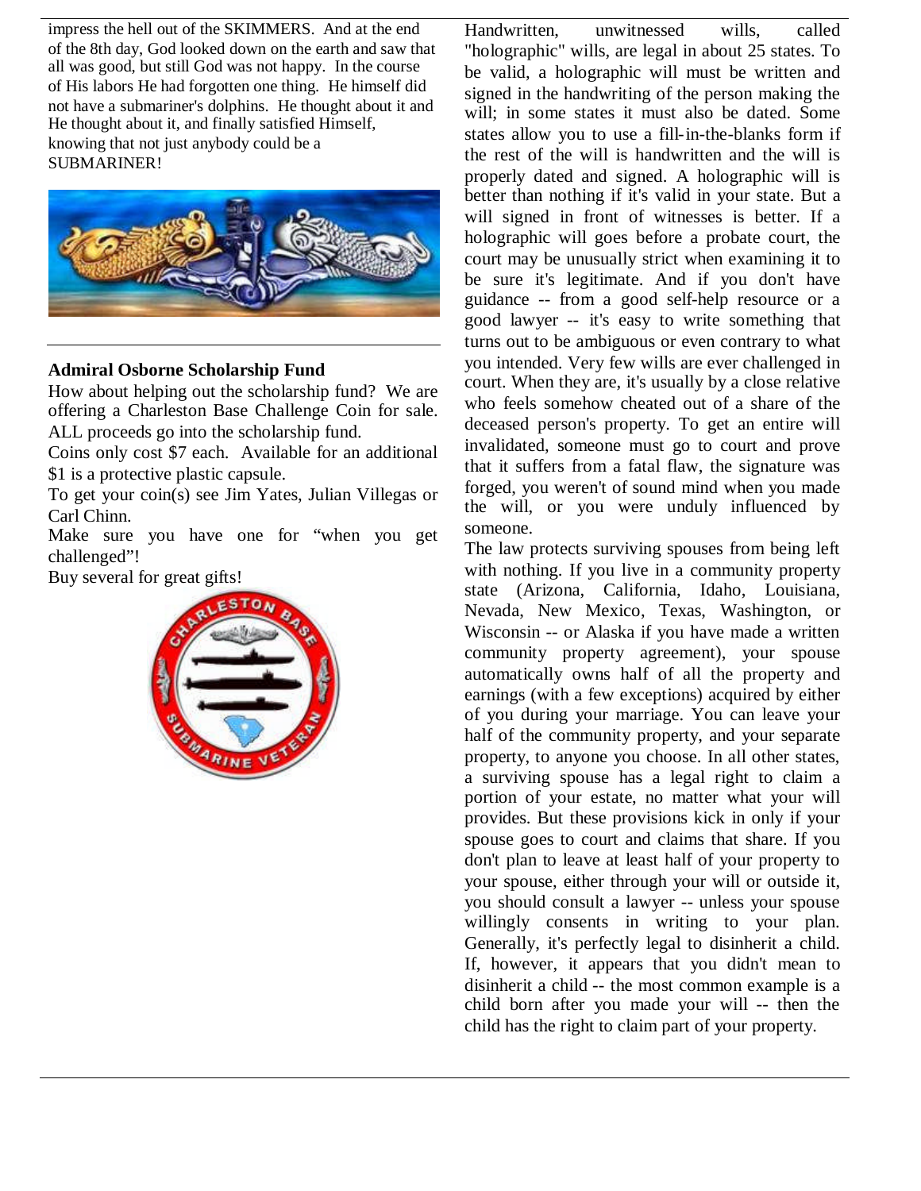impress the hell out of the SKIMMERS. And at the end of the 8th day, God looked down on the earth and saw that all was good, but still God was not happy. In the course of His labors He had forgotten one thing. He himself did not have a submariner's dolphins. He thought about it and He thought about it, and finally satisfied Himself, knowing that not just anybody could be a SUBMARINER!

---

**Admiral Osborne Scholarship Fund**

How about helping out the scholarship fund? We are offering a Charleston Base Challenge Coin for sale. ALL proceeds go into the scholarship fund.

Coins only cost $7 each. Available for an additional $1 is a protective plastic capsule.

To get your coin(s) see Jim Yates, Julian Villegas or Carl Chinn.

Make sure you have one for "when you get challenged"!

Buy several for great gifts!

Handwritten, unwitnessed wills, called "holographic" wills, are legal in about 25 states. To be valid, a holographic will must be written and signed in the handwriting of the person making the will; in some states it must also be dated. Some states allow you to use a fill-in-the-blanks form if the rest of the will is handwritten and the will is properly dated and signed. A holographic will is better than nothing if it's valid in your state. But a will signed in front of witnesses is better. If a holographic will goes before a probate court, the court may be unusually strict when examining it to be sure it's legitimate. And if you don't have guidance -- from a good self-help resource or a good lawyer -- it's easy to write something that turns out to be ambiguous or even contrary to what you intended. Very few wills are ever challenged in court. When they are, it's usually by a close relative who feels somehow cheated out of a share of the deceased person's property. To get an entire will invalidated, someone must go to court and prove that it suffers from a fatal flaw, the signature was forged, you weren't of sound mind when you made the will, or you were unduly influenced by someone.

The law protects surviving spouses from being left with nothing. If you live in a community property state (Arizona, California, Idaho, Louisiana, Nevada, New Mexico, Texas, Washington, or Wisconsin -- or Alaska if you have made a written community property agreement), your spouse automatically owns half of all the property and earnings (with a few exceptions) acquired by either of you during your marriage. You can leave your half of the community property, and your separate property, to anyone you choose. In all other states, a surviving spouse has a legal right to claim a portion of your estate, no matter what your will provides. But these provisions kick in only if your spouse goes to court and claims that share. If you don't plan to leave at least half of your property to your spouse, either through your will or outside it, you should consult a lawyer -- unless your spouse willingly consents in writing to your plan. Generally, it's perfectly legal to disinherit a child. If, however, it appears that you didn't mean to disinherit a child -- the most common example is a child born after you made your will -- then the child has the right to claim part of your property.